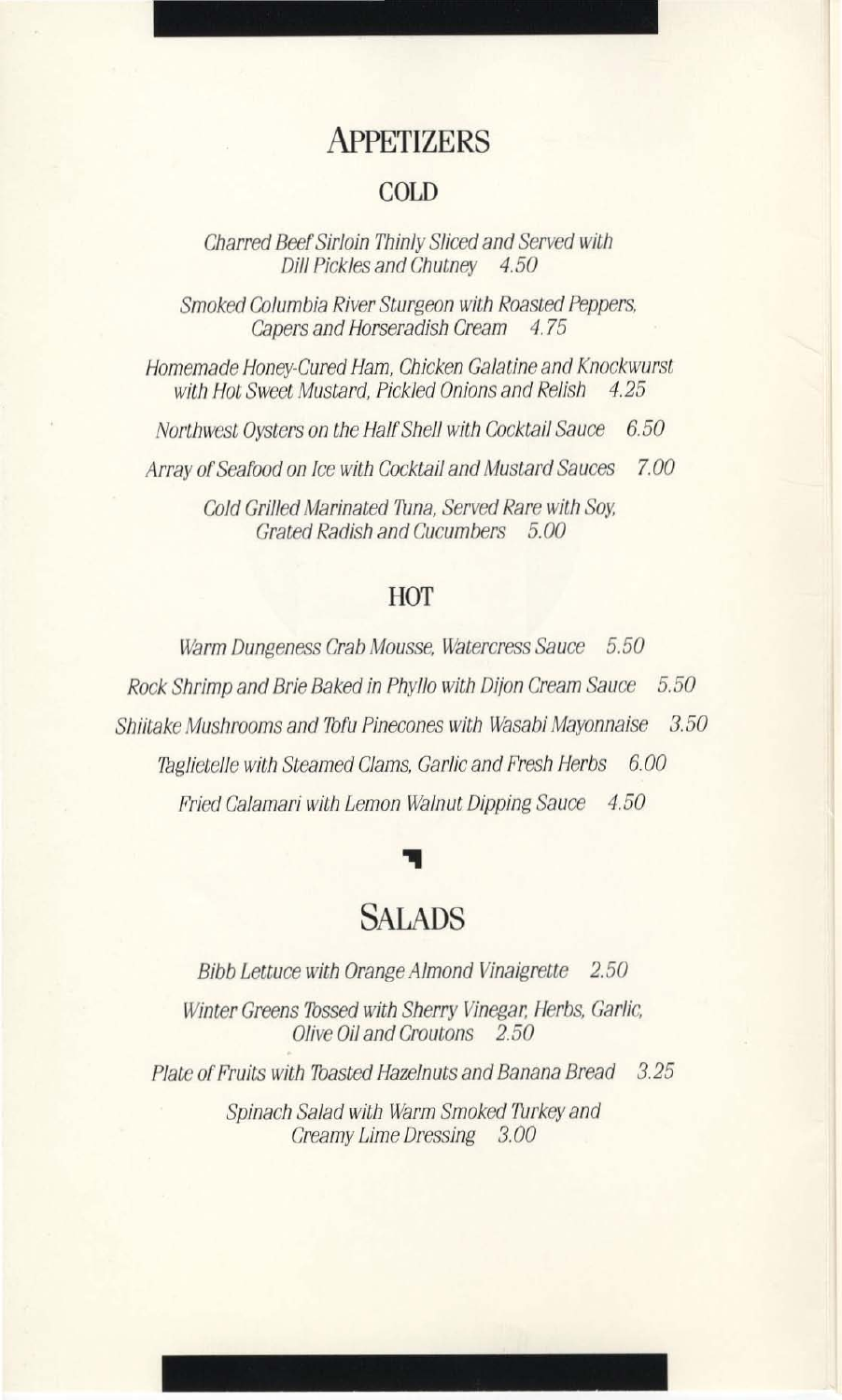# APPETIZERS

## COLD

*Charred Beef Sirloin Thinly Sliced and Served with Dill Pickles and Chutney 4.50*

*Smoked Columbia River Sturgeon with Roasted Peppers, Capers and Horseradish Cream 4.75*

*Homemade Honey-Cured Ham, Chicken Galatine and Knockwurst with Hot Sweet Mustard, Pickled Onions and Relish 4.25*

*Northwest Oysters on the Half Shell with Cocktail Sauce 6.50*

*Array of Seafood on Ice with Cocktail and Mustard Sauces 7.00*

*Cold Grilled Marinated Tuna, Served Rare with Soy, Grated Radish and Cucumbers 5.00*

## HOT

*Warm Dungeness Crab Mousse, Watercress Sauce 5.50*

*Rock Shrimp and Brie Baked in Phyllo with Dijon Cream Sauce 5.50*

*Shiitake Mushrooms and Tofu Pinecones with Wasabi Mayonnaise 3.50*

*Taglietelle with Steamed Clams, Garlic and Fresh Herbs 6.00*

*Fried Calamari with Lemon Walnut Dipping Sauce 4.50*

# SALADS

*Bibb Lettuce with Orange Almond Vinaigrette 2.50*

*Winter Greens Tossed with Sherry Vinegar, Herbs, Garlic, Olive Oil and Croutons 2.50*

*Plate of Fruits with Toasted Hazelnuts and Banana Bread 3.25*

*Spinach Salad with Warm Smoked Turkey and Creamy Lime Dressing 3.00*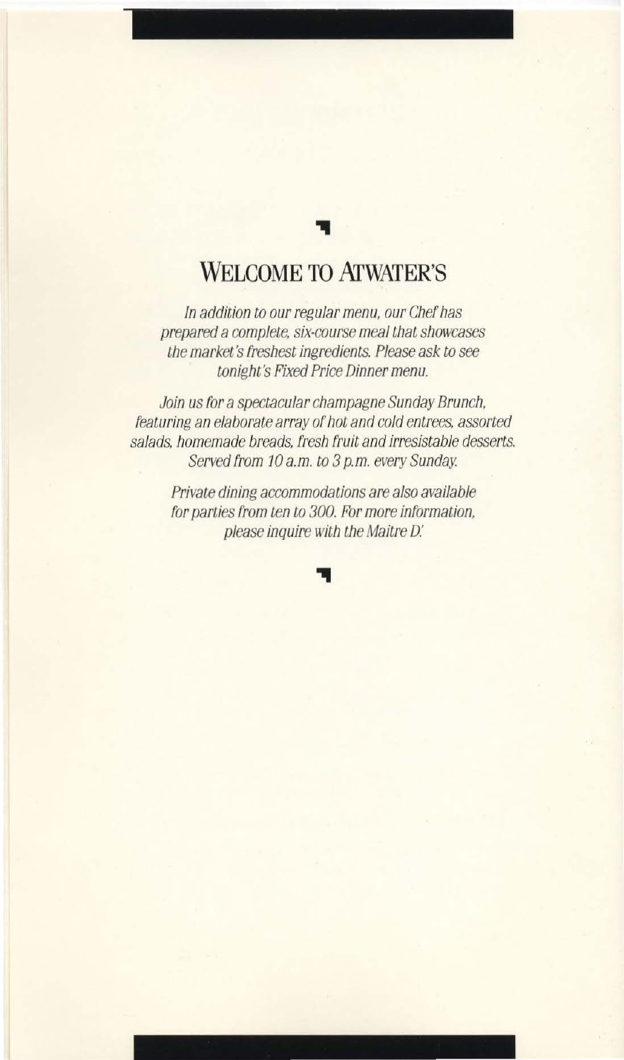# Welcome to Atwater's

*In addition to our regular menu, our Chef has prepared a complete, six-course meal that showcases the market's freshest ingredients. Please ask to see tonight's Fixed Price Dinner menu.*

*Join us for a spectacular champagne Sunday Brunch, featuring an elaborate array of hot and cold entrees, assorted salads, homemade breads, fresh fruit and irresistable desserts. Served from 10 a.m. to 3 p.m. every Sunday.*

*Private dining accommodations are also available for parties from ten to 300. For more information, please inquire with the Maitre D'.*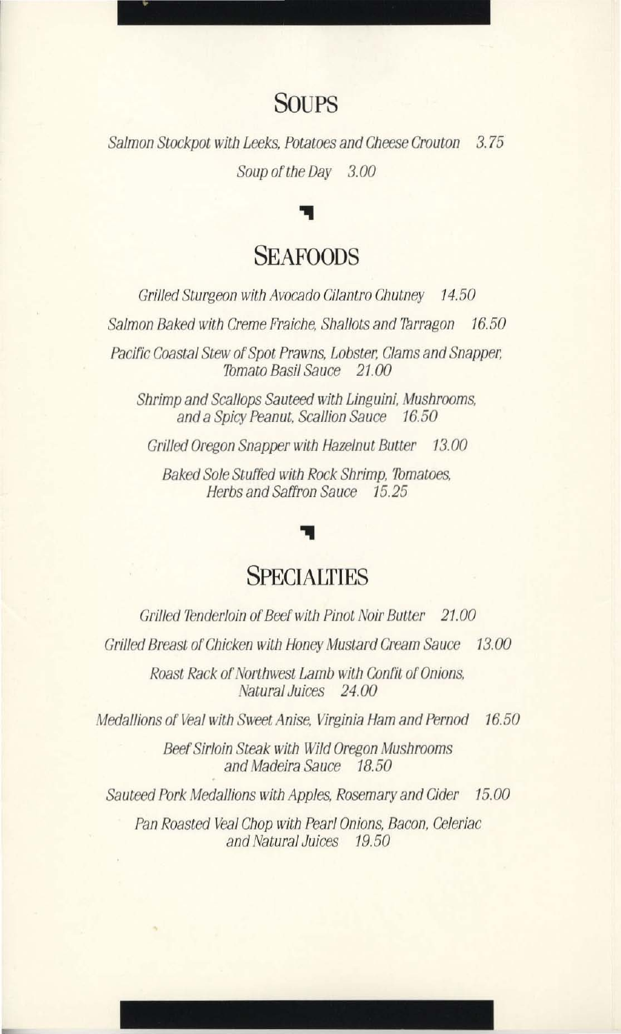## Soups

*Salmon Stockpot with Leeks, Potatoes and Cheese Crouton 3.75*

*Soup of the Day 3.00*

## Seafoods

*Grilled Sturgeon with Avocado Cilantro Chutney 14.50*

*Salmon Baked with Creme Fraiche, Shallots and Tarragon 16.50*

*Pacific Coastal Stew of Spot Prawns, Lobster, Clams and Snapper, Tomato Basil Sauce 21.00*

*Shrimp and Scallops Sauteed with Linguini, Mushrooms, and a Spicy Peanut, Scallion Sauce 16.50*

*Grilled Oregon Snapper with Hazelnut Butter 13.00*

*Baked Sole Stuffed with Rock Shrimp, Tomatoes, Herbs and Saffron Sauce 15.25*

## Specialties

*Grilled Tenderloin of Beef with Pinot Noir Butter 21.00*

*Grilled Breast of Chicken with Honey Mustard Cream Sauce 13.00*

*Roast Rack of Northwest Lamb with Confit of Onions, Natural Juices 24.00*

*Medallions of Veal with Sweet Anise, Virginia Ham and Pernod 16.50*

*Beef Sirloin Steak with Wild Oregon Mushrooms and Madeira Sauce 18.50*

*Sauteed Pork Medallions with Apples, Rosemary and Cider 15.00*

*Pan Roasted Veal Chop with Pearl Onions, Bacon, Celeriac and Natural Juices 19.50*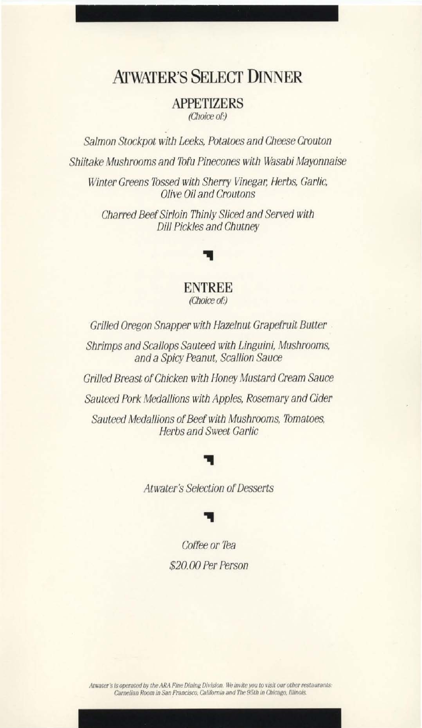# ATWATER'S SELECT DINNER

## APPETIZERS

*(Choice of:)*

*Salmon Stockpot with Leeks, Potatoes and Cheese Crouton*

*Shiitake Mushrooms and Tofu Pinecones with Wasabi Mayonnaise*

*Winter Greens Tossed with Sherry Vinegar, Herbs, Garlic, Olive Oil and Croutons*

*Charred Beef Sirloin Thinly Sliced and Served with Dill Pickles and Chutney*

## ENTREE

*(Choice of:)*

*Grilled Oregon Snapper with Hazelnut Grapefruit Butter*

*Shrimps and Scallops Sauteed with Linguini, Mushrooms, and a Spicy Peanut, Scallion Sauce*

*Grilled Breast of Chicken with Honey Mustard Cream Sauce*

*Sauteed Pork Medallions with Apples, Rosemary and Cider*

*Sauteed Medallions of Beef with Mushrooms, Tomatoes, Herbs and Sweet Garlic*

*Atwater's Selection of Desserts*

*Coffee or Tea*

*$20.00 Per Person*

*Atwater's is operated by the ARA Fine Dining Division. We invite you to visit our other restaurants: Carnelian Room in San Francisco, California and The 95th in Chicago, Illinois.*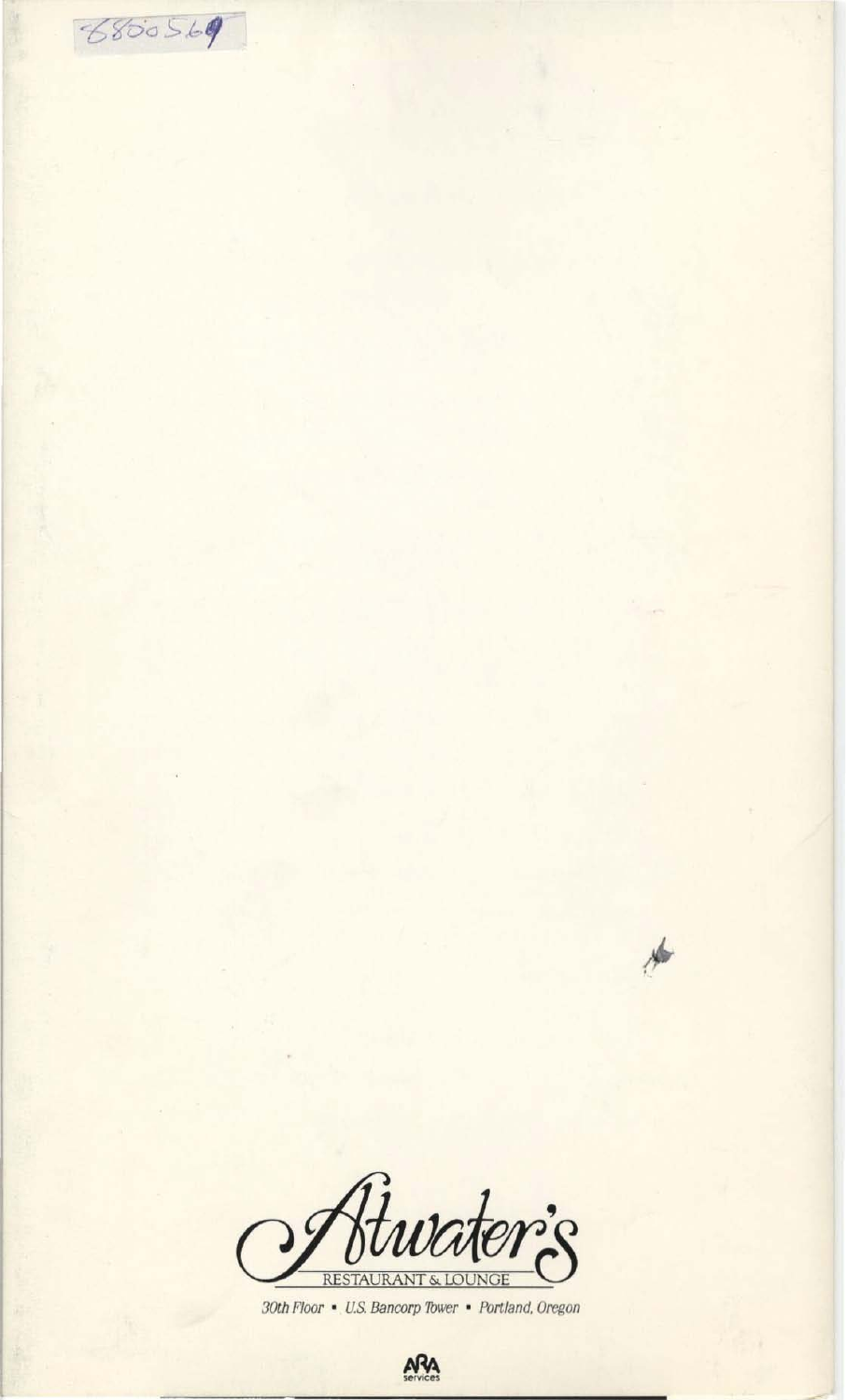8800569

Atwater's

RESTAURANT & LOUNGE

*30th Floor • U.S. Bancorp Tower • Portland, Oregon*

ARA services